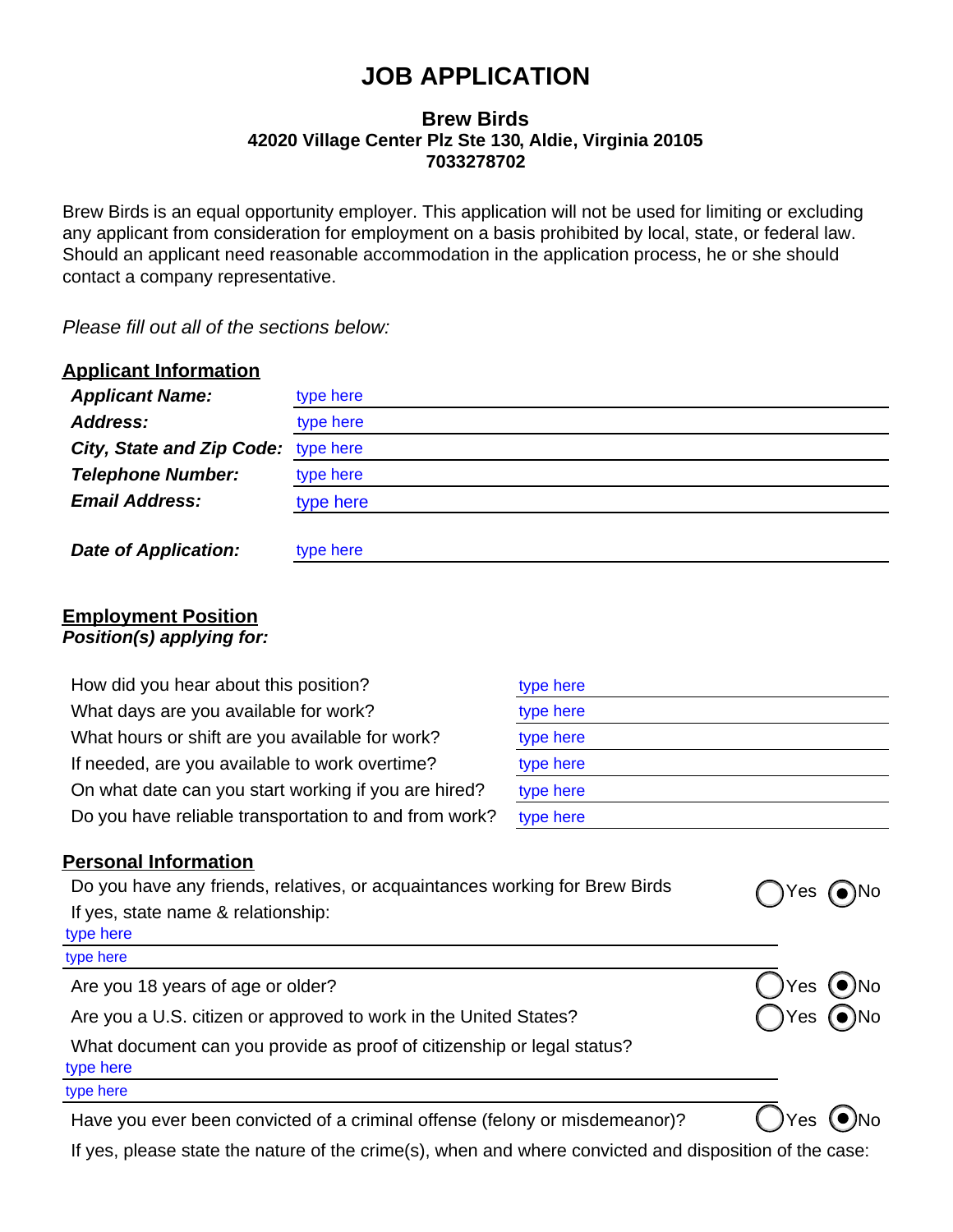# JOB APPLICATION

**Brew Birds**
**42020 Village Center Plz Ste 130, Aldie, Virginia 20105**
**7033278702**

Brew Birds is an equal opportunity employer. This application will not be used for limiting or excluding any applicant from consideration for employment on a basis prohibited by local, state, or federal law. Should an applicant need reasonable accommodation in the application process, he or she should contact a company representative.

*Please fill out all of the sections below:*

## Applicant Information

***Applicant Name:*** type here

***Address:*** type here

***City, State and Zip Code:*** type here

***Telephone Number:*** type here

***Email Address:*** type here

***Date of Application:*** type here

## Employment Position

***Position(s) applying for:***

How did you hear about this position? type here

What days are you available for work? type here

What hours or shift are you available for work? type here

If needed, are you available to work overtime? type here

On what date can you start working if you are hired? type here

Do you have reliable transportation to and from work? type here

## Personal Information

Do you have any friends, relatives, or acquaintances working for Brew Birds ○ Yes ◉ No

If yes, state name & relationship:

type here

type here

Are you 18 years of age or older? ○ Yes ◉ No

Are you a U.S. citizen or approved to work in the United States? ○ Yes ◉ No

What document can you provide as proof of citizenship or legal status?

type here

type here

Have you ever been convicted of a criminal offense (felony or misdemeanor)? ○ Yes ◉ No

If yes, please state the nature of the crime(s), when and where convicted and disposition of the case: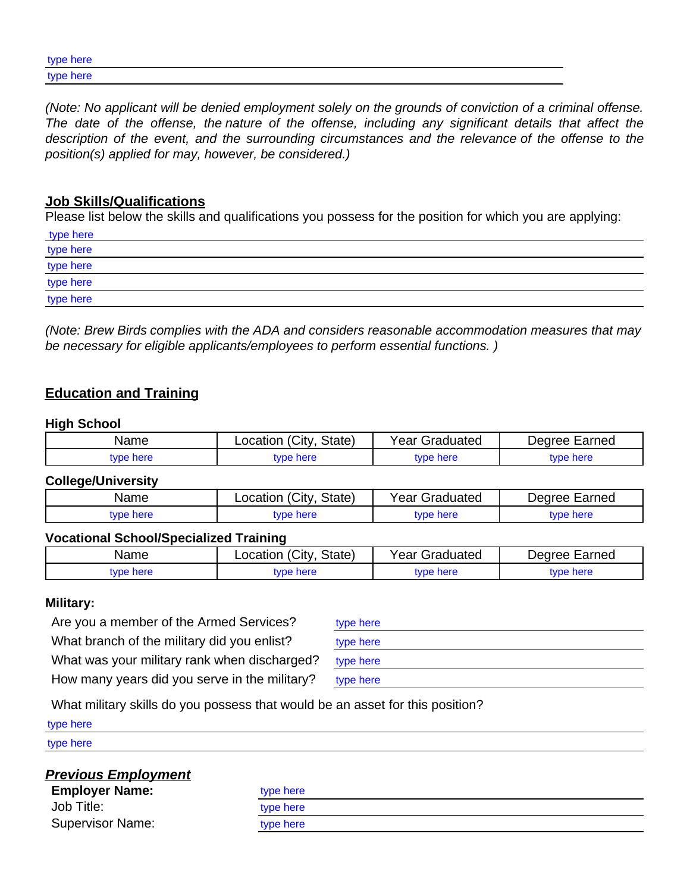type here

type here

*(Note: No applicant will be denied employment solely on the grounds of conviction of a criminal offense. The date of the offense, the nature of the offense, including any significant details that affect the description of the event, and the surrounding circumstances and the relevance of the offense to the position(s) applied for may, however, be considered.)*

## Job Skills/Qualifications

Please list below the skills and qualifications you possess for the position for which you are applying:

type here

type here

type here

type here

type here

*(Note: Brew Birds complies with the ADA and considers reasonable accommodation measures that may be necessary for eligible applicants/employees to perform essential functions. )*

## Education and Training

**High School**

| Name | Location (City, State) | Year Graduated | Degree Earned |
|---|---|---|---|
| type here | type here | type here | type here |

**College/University**

| Name | Location (City, State) | Year Graduated | Degree Earned |
|---|---|---|---|
| type here | type here | type here | type here |

**Vocational School/Specialized Training**

| Name | Location (City, State) | Year Graduated | Degree Earned |
|---|---|---|---|
| type here | type here | type here | type here |

**Military:**

Are you a member of the Armed Services? type here

What branch of the military did you enlist? type here

What was your military rank when discharged? type here

How many years did you serve in the military? type here

What military skills do you possess that would be an asset for this position?

type here

type here

## *Previous Employment*

**Employer Name:** type here

Job Title: type here

Supervisor Name: type here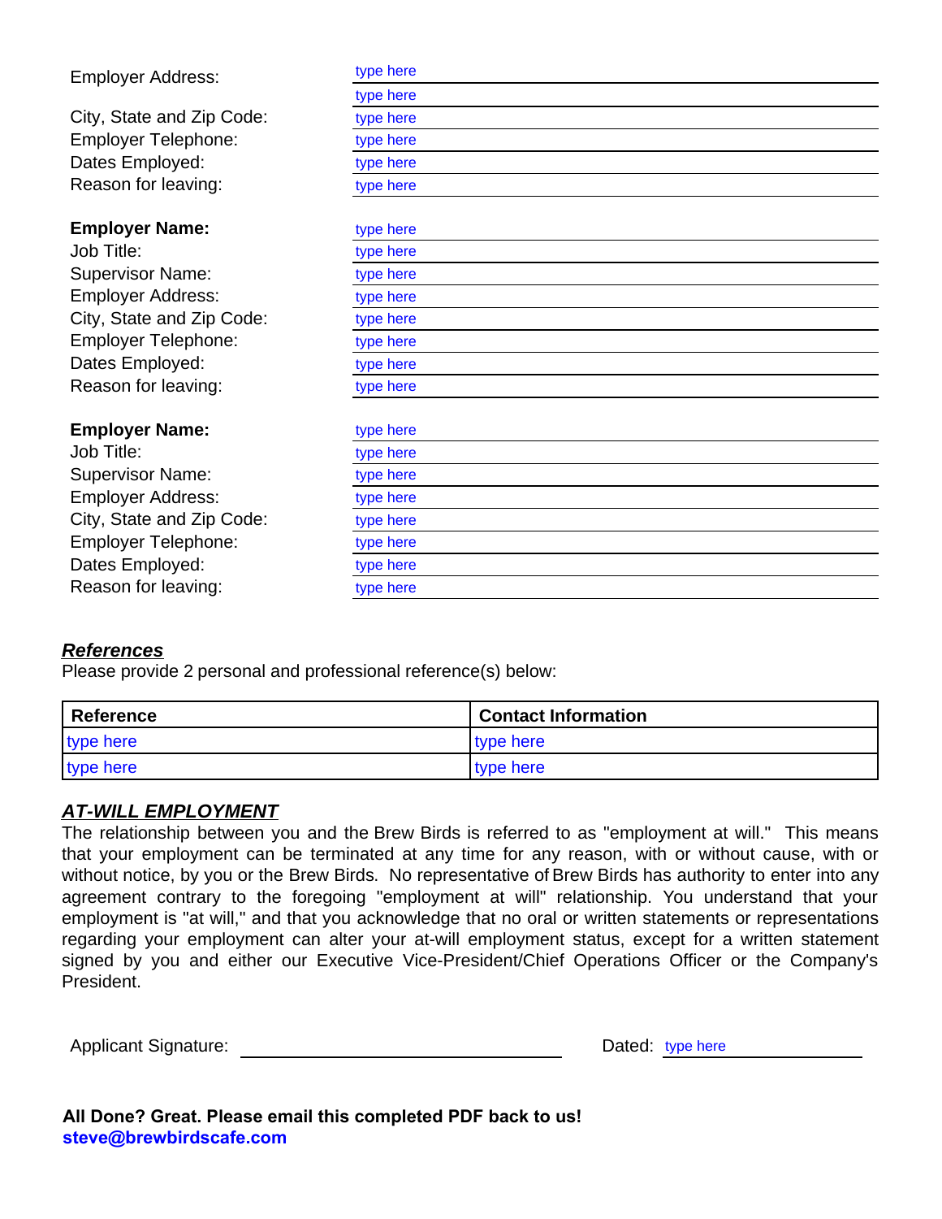Employer Address: type here

type here

City, State and Zip Code: type here

Employer Telephone: type here

Dates Employed: type here

Reason for leaving: type here

**Employer Name:** type here

Job Title: type here

Supervisor Name: type here

Employer Address: type here

City, State and Zip Code: type here

Employer Telephone: type here

Dates Employed: type here

Reason for leaving: type here

**Employer Name:** type here

Job Title: type here

Supervisor Name: type here

Employer Address: type here

City, State and Zip Code: type here

Employer Telephone: type here

Dates Employed: type here

Reason for leaving: type here

***References***

Please provide 2 personal and professional reference(s) below:

| Reference | Contact Information |
|---|---|
| type here | type here |
| type here | type here |

***AT-WILL EMPLOYMENT***

The relationship between you and the Brew Birds is referred to as "employment at will." This means that your employment can be terminated at any time for any reason, with or without cause, with or without notice, by you or the Brew Birds. No representative of Brew Birds has authority to enter into any agreement contrary to the foregoing "employment at will" relationship. You understand that your employment is "at will," and that you acknowledge that no oral or written statements or representations regarding your employment can alter your at-will employment status, except for a written statement signed by you and either our Executive Vice-President/Chief Operations Officer or the Company's President.

Applicant Signature: ______________________________ Dated: type here

**All Done? Great. Please email this completed PDF back to us!**
**steve@brewbirdscafe.com**